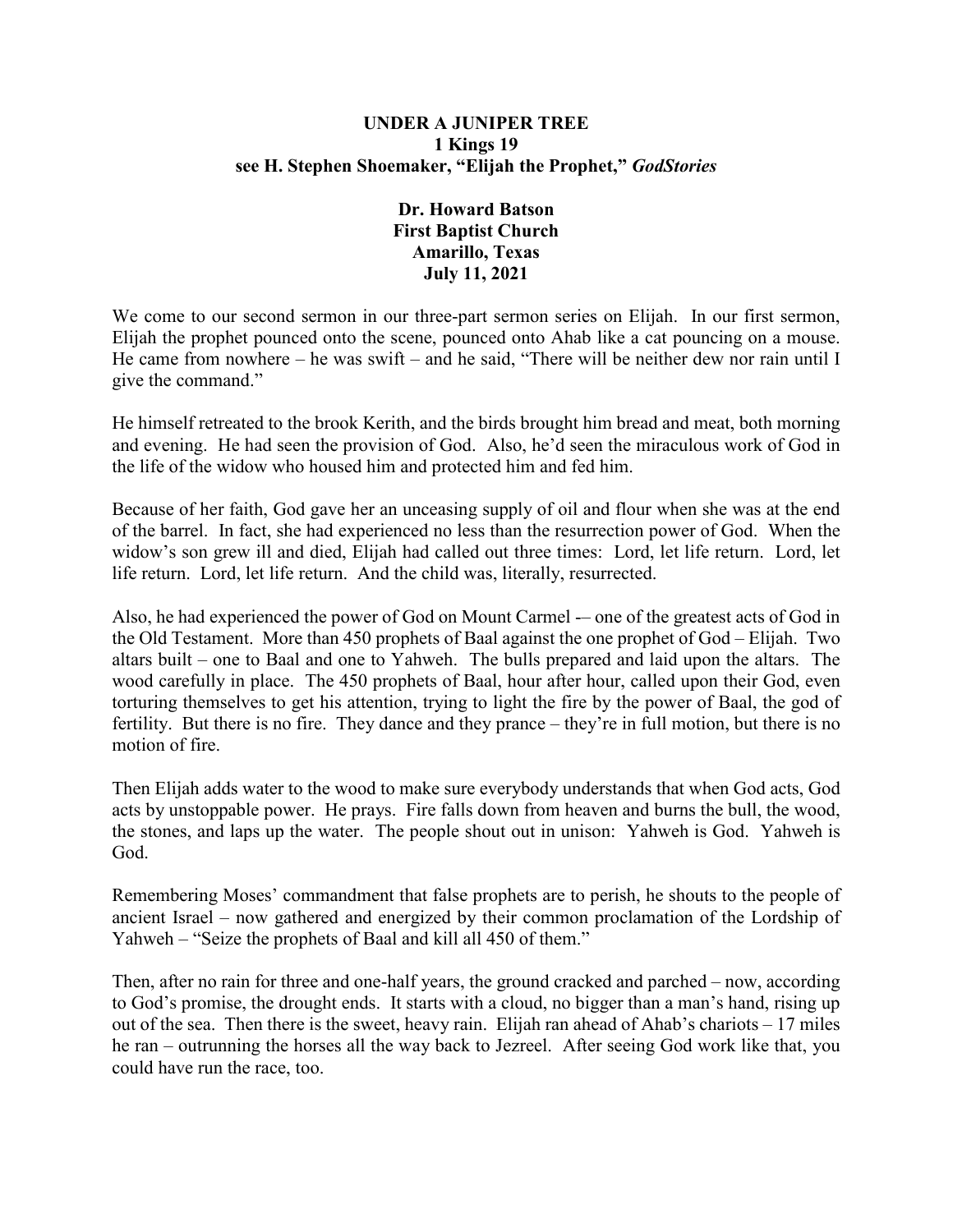**UNDER A JUNIPER TREE**
**1 Kings 19**
**see H. Stephen Shoemaker, "Elijah the Prophet,"** ***GodStories***

**Dr. Howard Batson**
**First Baptist Church**
**Amarillo, Texas**
**July 11, 2021**

We come to our second sermon in our three-part sermon series on Elijah. In our first sermon, Elijah the prophet pounced onto the scene, pounced onto Ahab like a cat pouncing on a mouse. He came from nowhere – he was swift – and he said, "There will be neither dew nor rain until I give the command."

He himself retreated to the brook Kerith, and the birds brought him bread and meat, both morning and evening. He had seen the provision of God. Also, he'd seen the miraculous work of God in the life of the widow who housed him and protected him and fed him.

Because of her faith, God gave her an unceasing supply of oil and flour when she was at the end of the barrel. In fact, she had experienced no less than the resurrection power of God. When the widow's son grew ill and died, Elijah had called out three times: Lord, let life return. Lord, let life return. Lord, let life return. And the child was, literally, resurrected.

Also, he had experienced the power of God on Mount Carmel -– one of the greatest acts of God in the Old Testament. More than 450 prophets of Baal against the one prophet of God – Elijah. Two altars built – one to Baal and one to Yahweh. The bulls prepared and laid upon the altars. The wood carefully in place. The 450 prophets of Baal, hour after hour, called upon their God, even torturing themselves to get his attention, trying to light the fire by the power of Baal, the god of fertility. But there is no fire. They dance and they prance – they're in full motion, but there is no motion of fire.

Then Elijah adds water to the wood to make sure everybody understands that when God acts, God acts by unstoppable power. He prays. Fire falls down from heaven and burns the bull, the wood, the stones, and laps up the water. The people shout out in unison: Yahweh is God. Yahweh is God.

Remembering Moses' commandment that false prophets are to perish, he shouts to the people of ancient Israel – now gathered and energized by their common proclamation of the Lordship of Yahweh – "Seize the prophets of Baal and kill all 450 of them."

Then, after no rain for three and one-half years, the ground cracked and parched – now, according to God's promise, the drought ends. It starts with a cloud, no bigger than a man's hand, rising up out of the sea. Then there is the sweet, heavy rain. Elijah ran ahead of Ahab's chariots – 17 miles he ran – outrunning the horses all the way back to Jezreel. After seeing God work like that, you could have run the race, too.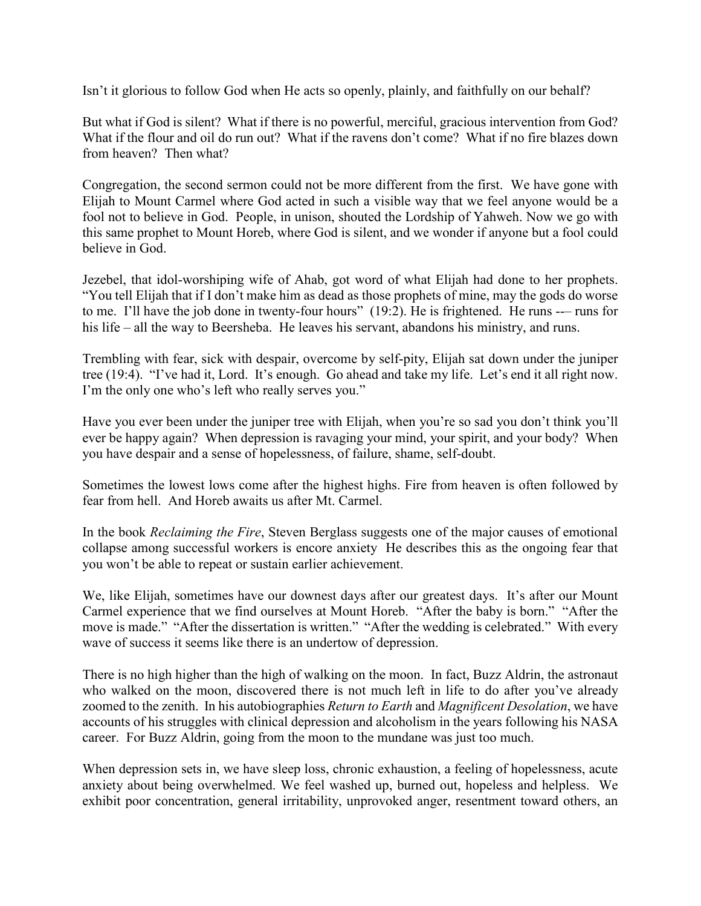Isn't it glorious to follow God when He acts so openly, plainly, and faithfully on our behalf?

But what if God is silent? What if there is no powerful, merciful, gracious intervention from God? What if the flour and oil do run out? What if the ravens don't come? What if no fire blazes down from heaven? Then what?

Congregation, the second sermon could not be more different from the first. We have gone with Elijah to Mount Carmel where God acted in such a visible way that we feel anyone would be a fool not to believe in God. People, in unison, shouted the Lordship of Yahweh. Now we go with this same prophet to Mount Horeb, where God is silent, and we wonder if anyone but a fool could believe in God.

Jezebel, that idol-worshiping wife of Ahab, got word of what Elijah had done to her prophets. "You tell Elijah that if I don't make him as dead as those prophets of mine, may the gods do worse to me. I'll have the job done in twenty-four hours" (19:2). He is frightened. He runs -— runs for his life – all the way to Beersheba. He leaves his servant, abandons his ministry, and runs.

Trembling with fear, sick with despair, overcome by self-pity, Elijah sat down under the juniper tree (19:4). "I've had it, Lord. It's enough. Go ahead and take my life. Let's end it all right now. I'm the only one who's left who really serves you."

Have you ever been under the juniper tree with Elijah, when you're so sad you don't think you'll ever be happy again? When depression is ravaging your mind, your spirit, and your body? When you have despair and a sense of hopelessness, of failure, shame, self-doubt.

Sometimes the lowest lows come after the highest highs. Fire from heaven is often followed by fear from hell. And Horeb awaits us after Mt. Carmel.

In the book *Reclaiming the Fire*, Steven Berglass suggests one of the major causes of emotional collapse among successful workers is encore anxiety He describes this as the ongoing fear that you won't be able to repeat or sustain earlier achievement.

We, like Elijah, sometimes have our downest days after our greatest days. It's after our Mount Carmel experience that we find ourselves at Mount Horeb. "After the baby is born." "After the move is made." "After the dissertation is written." "After the wedding is celebrated." With every wave of success it seems like there is an undertow of depression.

There is no high higher than the high of walking on the moon. In fact, Buzz Aldrin, the astronaut who walked on the moon, discovered there is not much left in life to do after you've already zoomed to the zenith. In his autobiographies *Return to Earth* and *Magnificent Desolation*, we have accounts of his struggles with clinical depression and alcoholism in the years following his NASA career. For Buzz Aldrin, going from the moon to the mundane was just too much.

When depression sets in, we have sleep loss, chronic exhaustion, a feeling of hopelessness, acute anxiety about being overwhelmed. We feel washed up, burned out, hopeless and helpless. We exhibit poor concentration, general irritability, unprovoked anger, resentment toward others, an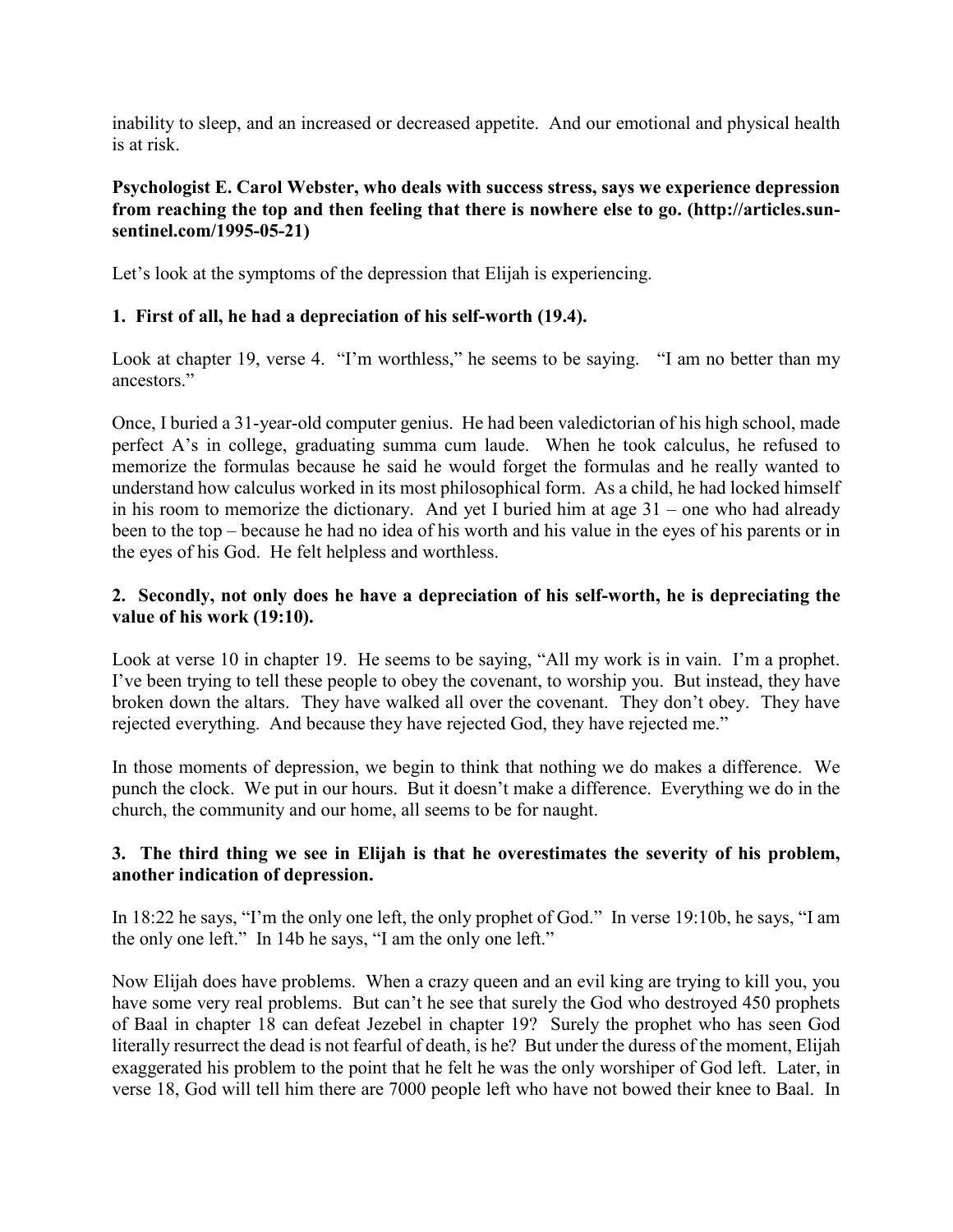inability to sleep, and an increased or decreased appetite. And our emotional and physical health is at risk.

**Psychologist E. Carol Webster, who deals with success stress, says we experience depression from reaching the top and then feeling that there is nowhere else to go. (http://articles.sun-sentinel.com/1995-05-21)**

Let's look at the symptoms of the depression that Elijah is experiencing.

**1. First of all, he had a depreciation of his self-worth (19.4).**

Look at chapter 19, verse 4. "I'm worthless," he seems to be saying. "I am no better than my ancestors."

Once, I buried a 31-year-old computer genius. He had been valedictorian of his high school, made perfect A's in college, graduating summa cum laude. When he took calculus, he refused to memorize the formulas because he said he would forget the formulas and he really wanted to understand how calculus worked in its most philosophical form. As a child, he had locked himself in his room to memorize the dictionary. And yet I buried him at age 31 – one who had already been to the top – because he had no idea of his worth and his value in the eyes of his parents or in the eyes of his God. He felt helpless and worthless.

**2. Secondly, not only does he have a depreciation of his self-worth, he is depreciating the value of his work (19:10).**

Look at verse 10 in chapter 19. He seems to be saying, "All my work is in vain. I'm a prophet. I've been trying to tell these people to obey the covenant, to worship you. But instead, they have broken down the altars. They have walked all over the covenant. They don't obey. They have rejected everything. And because they have rejected God, they have rejected me."

In those moments of depression, we begin to think that nothing we do makes a difference. We punch the clock. We put in our hours. But it doesn't make a difference. Everything we do in the church, the community and our home, all seems to be for naught.

**3. The third thing we see in Elijah is that he overestimates the severity of his problem, another indication of depression.**

In 18:22 he says, "I'm the only one left, the only prophet of God." In verse 19:10b, he says, "I am the only one left." In 14b he says, "I am the only one left."

Now Elijah does have problems. When a crazy queen and an evil king are trying to kill you, you have some very real problems. But can't he see that surely the God who destroyed 450 prophets of Baal in chapter 18 can defeat Jezebel in chapter 19? Surely the prophet who has seen God literally resurrect the dead is not fearful of death, is he? But under the duress of the moment, Elijah exaggerated his problem to the point that he felt he was the only worshiper of God left. Later, in verse 18, God will tell him there are 7000 people left who have not bowed their knee to Baal. In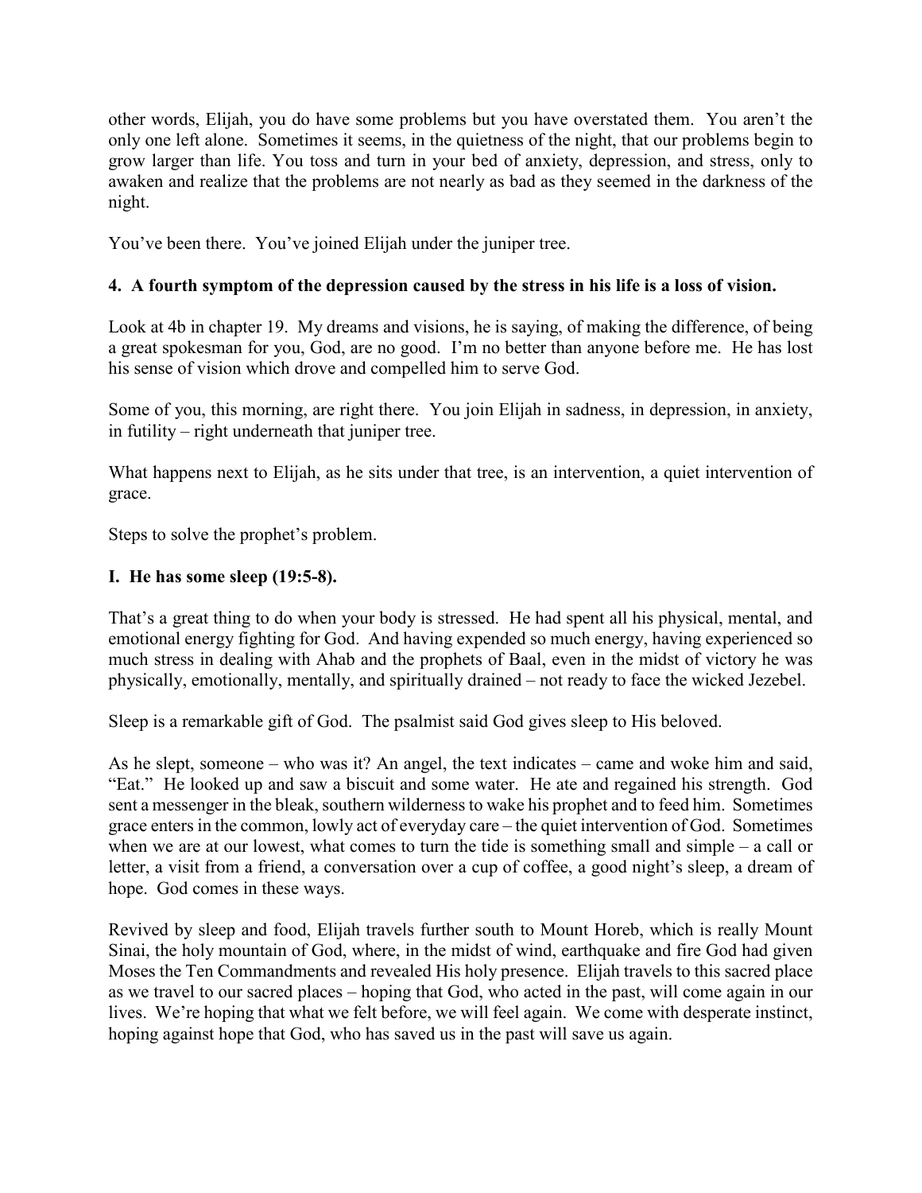other words, Elijah, you do have some problems but you have overstated them. You aren't the only one left alone. Sometimes it seems, in the quietness of the night, that our problems begin to grow larger than life. You toss and turn in your bed of anxiety, depression, and stress, only to awaken and realize that the problems are not nearly as bad as they seemed in the darkness of the night.

You've been there. You've joined Elijah under the juniper tree.

**4. A fourth symptom of the depression caused by the stress in his life is a loss of vision.**

Look at 4b in chapter 19. My dreams and visions, he is saying, of making the difference, of being a great spokesman for you, God, are no good. I'm no better than anyone before me. He has lost his sense of vision which drove and compelled him to serve God.

Some of you, this morning, are right there. You join Elijah in sadness, in depression, in anxiety, in futility – right underneath that juniper tree.

What happens next to Elijah, as he sits under that tree, is an intervention, a quiet intervention of grace.

Steps to solve the prophet's problem.

**I. He has some sleep (19:5-8).**

That's a great thing to do when your body is stressed. He had spent all his physical, mental, and emotional energy fighting for God. And having expended so much energy, having experienced so much stress in dealing with Ahab and the prophets of Baal, even in the midst of victory he was physically, emotionally, mentally, and spiritually drained – not ready to face the wicked Jezebel.

Sleep is a remarkable gift of God. The psalmist said God gives sleep to His beloved.

As he slept, someone – who was it? An angel, the text indicates – came and woke him and said, "Eat." He looked up and saw a biscuit and some water. He ate and regained his strength. God sent a messenger in the bleak, southern wilderness to wake his prophet and to feed him. Sometimes grace enters in the common, lowly act of everyday care – the quiet intervention of God. Sometimes when we are at our lowest, what comes to turn the tide is something small and simple – a call or letter, a visit from a friend, a conversation over a cup of coffee, a good night's sleep, a dream of hope. God comes in these ways.

Revived by sleep and food, Elijah travels further south to Mount Horeb, which is really Mount Sinai, the holy mountain of God, where, in the midst of wind, earthquake and fire God had given Moses the Ten Commandments and revealed His holy presence. Elijah travels to this sacred place as we travel to our sacred places – hoping that God, who acted in the past, will come again in our lives. We're hoping that what we felt before, we will feel again. We come with desperate instinct, hoping against hope that God, who has saved us in the past will save us again.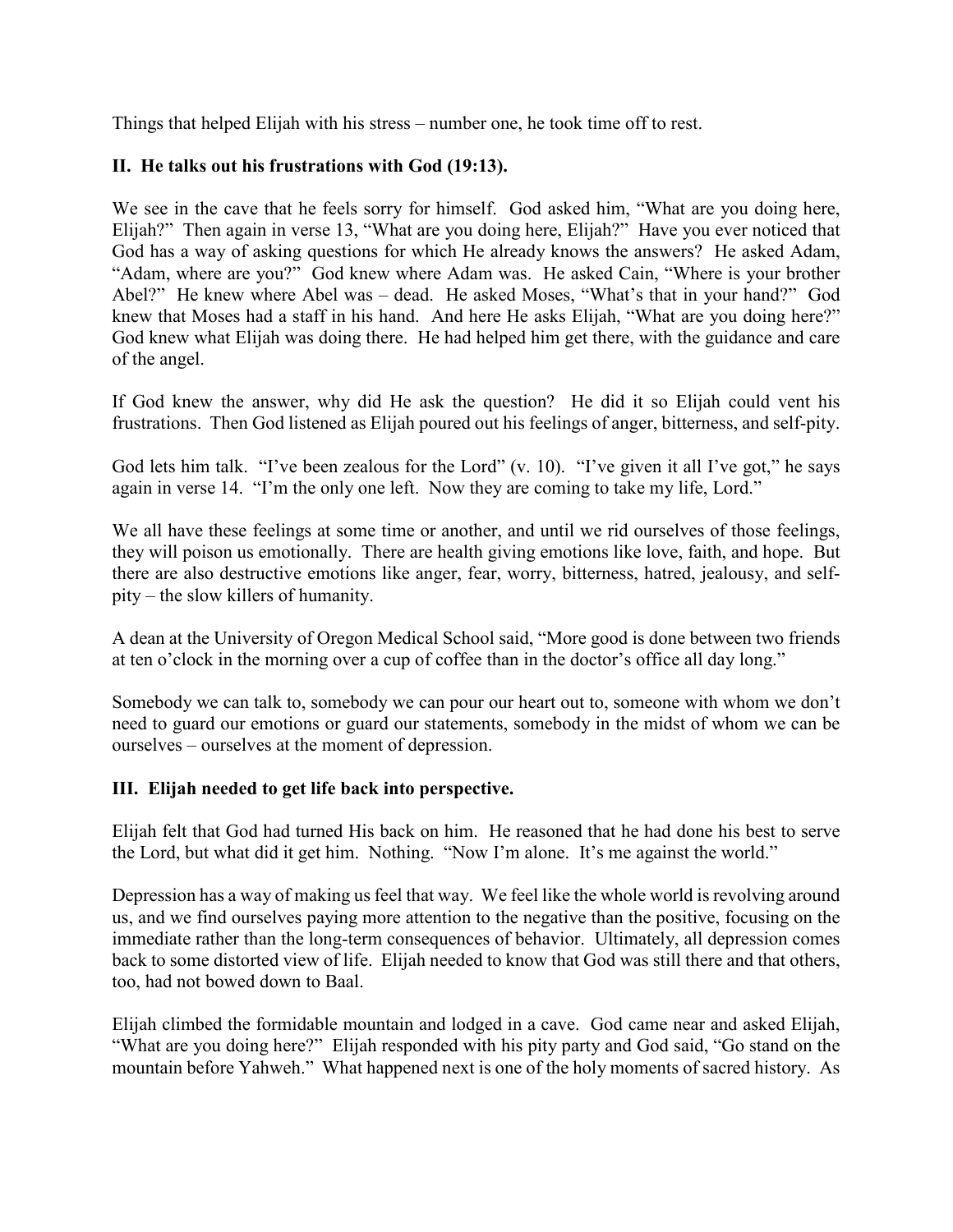Things that helped Elijah with his stress – number one, he took time off to rest.

**II. He talks out his frustrations with God (19:13).**

We see in the cave that he feels sorry for himself. God asked him, "What are you doing here, Elijah?" Then again in verse 13, "What are you doing here, Elijah?" Have you ever noticed that God has a way of asking questions for which He already knows the answers? He asked Adam, "Adam, where are you?" God knew where Adam was. He asked Cain, "Where is your brother Abel?" He knew where Abel was – dead. He asked Moses, "What's that in your hand?" God knew that Moses had a staff in his hand. And here He asks Elijah, "What are you doing here?" God knew what Elijah was doing there. He had helped him get there, with the guidance and care of the angel.

If God knew the answer, why did He ask the question? He did it so Elijah could vent his frustrations. Then God listened as Elijah poured out his feelings of anger, bitterness, and self-pity.

God lets him talk. "I've been zealous for the Lord" (v. 10). "I've given it all I've got," he says again in verse 14. "I'm the only one left. Now they are coming to take my life, Lord."

We all have these feelings at some time or another, and until we rid ourselves of those feelings, they will poison us emotionally. There are health giving emotions like love, faith, and hope. But there are also destructive emotions like anger, fear, worry, bitterness, hatred, jealousy, and self-pity – the slow killers of humanity.

A dean at the University of Oregon Medical School said, "More good is done between two friends at ten o'clock in the morning over a cup of coffee than in the doctor's office all day long."

Somebody we can talk to, somebody we can pour our heart out to, someone with whom we don't need to guard our emotions or guard our statements, somebody in the midst of whom we can be ourselves – ourselves at the moment of depression.

**III. Elijah needed to get life back into perspective.**

Elijah felt that God had turned His back on him. He reasoned that he had done his best to serve the Lord, but what did it get him. Nothing. "Now I'm alone. It's me against the world."

Depression has a way of making us feel that way. We feel like the whole world is revolving around us, and we find ourselves paying more attention to the negative than the positive, focusing on the immediate rather than the long-term consequences of behavior. Ultimately, all depression comes back to some distorted view of life. Elijah needed to know that God was still there and that others, too, had not bowed down to Baal.

Elijah climbed the formidable mountain and lodged in a cave. God came near and asked Elijah, "What are you doing here?" Elijah responded with his pity party and God said, "Go stand on the mountain before Yahweh." What happened next is one of the holy moments of sacred history. As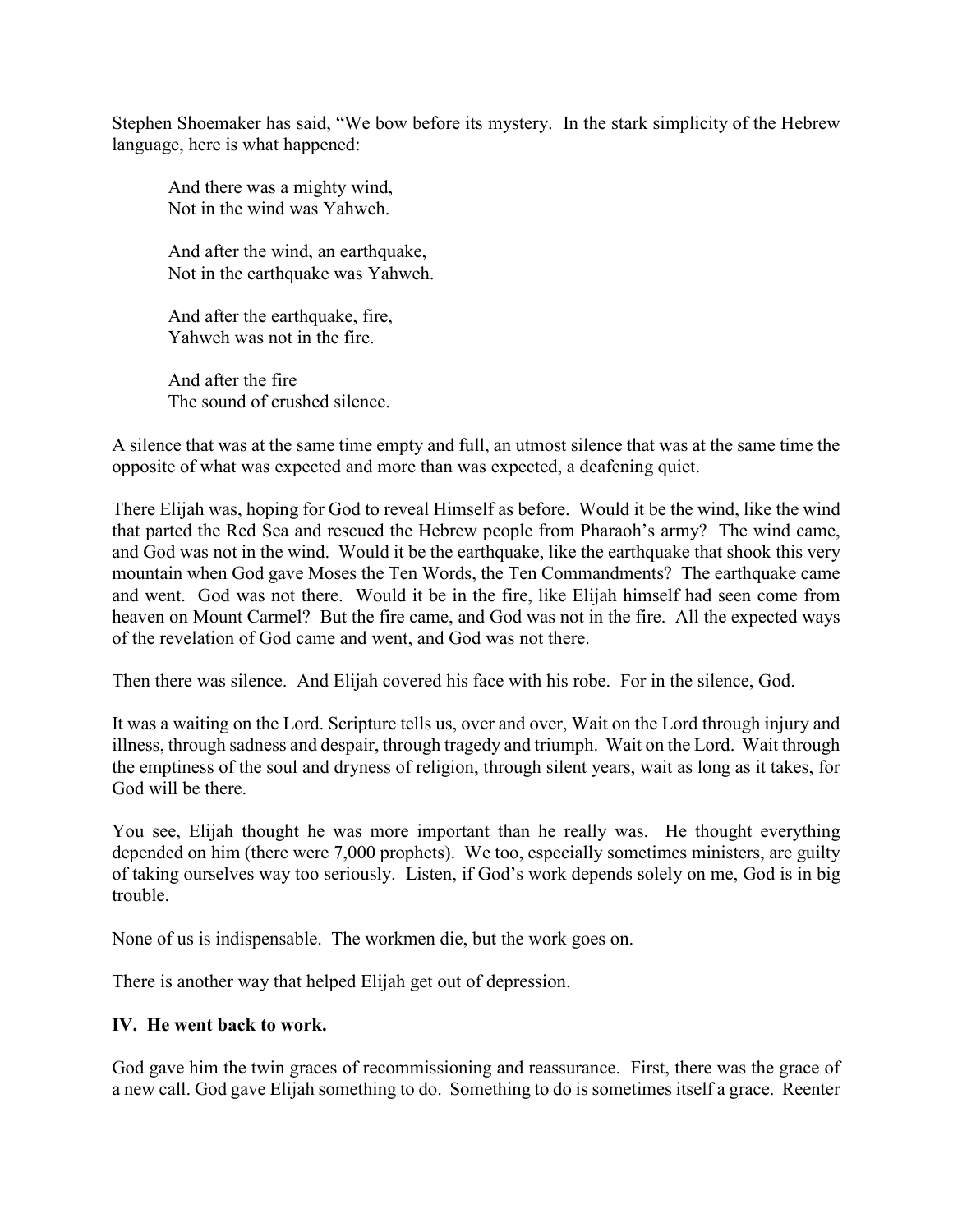Stephen Shoemaker has said, "We bow before its mystery. In the stark simplicity of the Hebrew language, here is what happened:

> And there was a mighty wind,
> Not in the wind was Yahweh.
>
> And after the wind, an earthquake,
> Not in the earthquake was Yahweh.
>
> And after the earthquake, fire,
> Yahweh was not in the fire.
>
> And after the fire
> The sound of crushed silence.

A silence that was at the same time empty and full, an utmost silence that was at the same time the opposite of what was expected and more than was expected, a deafening quiet.

There Elijah was, hoping for God to reveal Himself as before. Would it be the wind, like the wind that parted the Red Sea and rescued the Hebrew people from Pharaoh's army? The wind came, and God was not in the wind. Would it be the earthquake, like the earthquake that shook this very mountain when God gave Moses the Ten Words, the Ten Commandments? The earthquake came and went. God was not there. Would it be in the fire, like Elijah himself had seen come from heaven on Mount Carmel? But the fire came, and God was not in the fire. All the expected ways of the revelation of God came and went, and God was not there.

Then there was silence. And Elijah covered his face with his robe. For in the silence, God.

It was a waiting on the Lord. Scripture tells us, over and over, Wait on the Lord through injury and illness, through sadness and despair, through tragedy and triumph. Wait on the Lord. Wait through the emptiness of the soul and dryness of religion, through silent years, wait as long as it takes, for God will be there.

You see, Elijah thought he was more important than he really was. He thought everything depended on him (there were 7,000 prophets). We too, especially sometimes ministers, are guilty of taking ourselves way too seriously. Listen, if God's work depends solely on me, God is in big trouble.

None of us is indispensable. The workmen die, but the work goes on.

There is another way that helped Elijah get out of depression.

**IV. He went back to work.**

God gave him the twin graces of recommissioning and reassurance. First, there was the grace of a new call. God gave Elijah something to do. Something to do is sometimes itself a grace. Reenter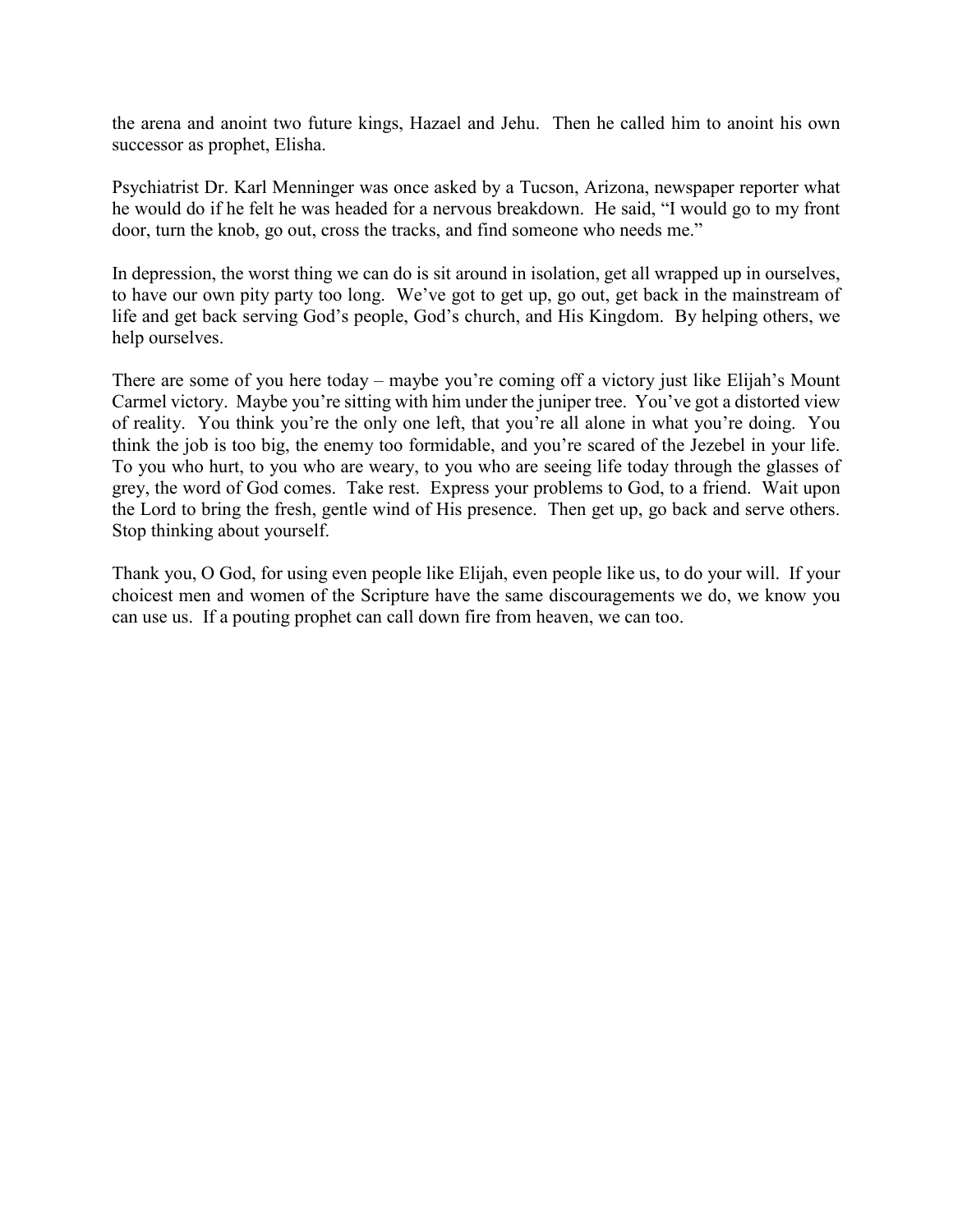the arena and anoint two future kings, Hazael and Jehu. Then he called him to anoint his own successor as prophet, Elisha.

Psychiatrist Dr. Karl Menninger was once asked by a Tucson, Arizona, newspaper reporter what he would do if he felt he was headed for a nervous breakdown. He said, "I would go to my front door, turn the knob, go out, cross the tracks, and find someone who needs me."

In depression, the worst thing we can do is sit around in isolation, get all wrapped up in ourselves, to have our own pity party too long. We've got to get up, go out, get back in the mainstream of life and get back serving God's people, God's church, and His Kingdom. By helping others, we help ourselves.

There are some of you here today – maybe you're coming off a victory just like Elijah's Mount Carmel victory. Maybe you're sitting with him under the juniper tree. You've got a distorted view of reality. You think you're the only one left, that you're all alone in what you're doing. You think the job is too big, the enemy too formidable, and you're scared of the Jezebel in your life. To you who hurt, to you who are weary, to you who are seeing life today through the glasses of grey, the word of God comes. Take rest. Express your problems to God, to a friend. Wait upon the Lord to bring the fresh, gentle wind of His presence. Then get up, go back and serve others. Stop thinking about yourself.

Thank you, O God, for using even people like Elijah, even people like us, to do your will. If your choicest men and women of the Scripture have the same discouragements we do, we know you can use us. If a pouting prophet can call down fire from heaven, we can too.